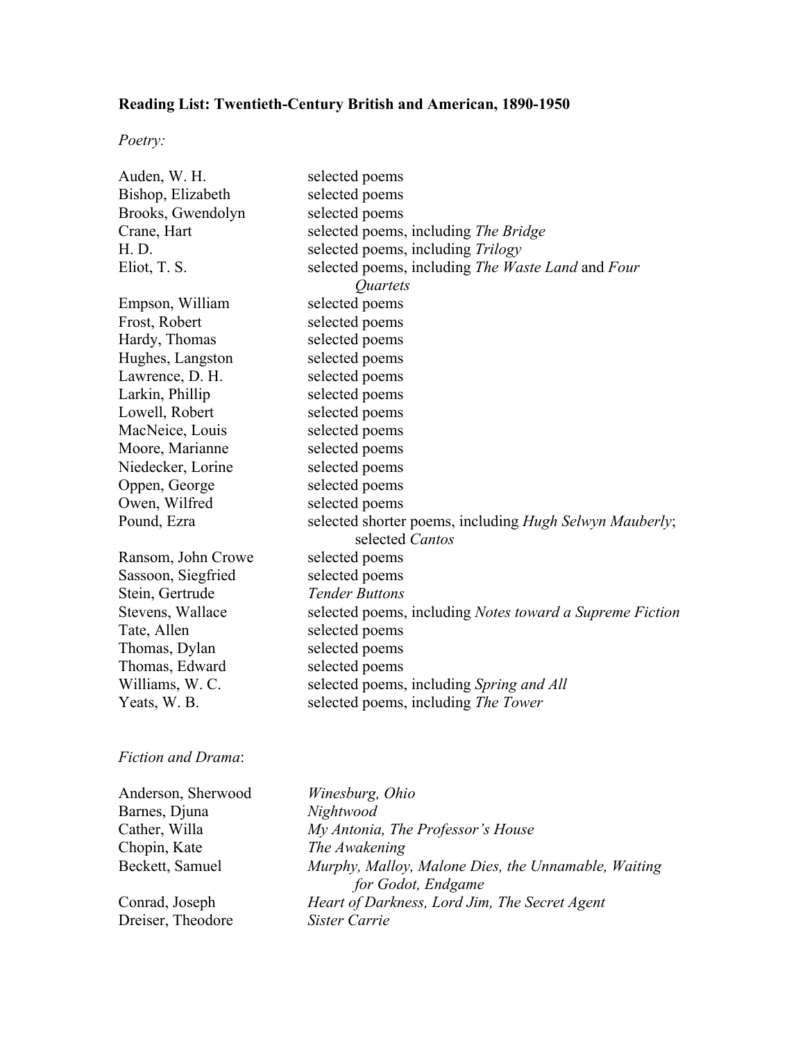**Reading List: Twentieth-Century British and American, 1890-1950**

*Poetry:*

| | |
|---|---|
| Auden, W. H. | selected poems |
| Bishop, Elizabeth | selected poems |
| Brooks, Gwendolyn | selected poems |
| Crane, Hart | selected poems, including *The Bridge* |
| H. D. | selected poems, including *Trilogy* |
| Eliot, T. S. | selected poems, including *The Waste Land* and *Four Quartets* |
| Empson, William | selected poems |
| Frost, Robert | selected poems |
| Hardy, Thomas | selected poems |
| Hughes, Langston | selected poems |
| Lawrence, D. H. | selected poems |
| Larkin, Phillip | selected poems |
| Lowell, Robert | selected poems |
| MacNeice, Louis | selected poems |
| Moore, Marianne | selected poems |
| Niedecker, Lorine | selected poems |
| Oppen, George | selected poems |
| Owen, Wilfred | selected poems |
| Pound, Ezra | selected shorter poems, including *Hugh Selwyn Mauberly*; selected *Cantos* |
| Ransom, John Crowe | selected poems |
| Sassoon, Siegfried | selected poems |
| Stein, Gertrude | *Tender Buttons* |
| Stevens, Wallace | selected poems, including *Notes toward a Supreme Fiction* |
| Tate, Allen | selected poems |
| Thomas, Dylan | selected poems |
| Thomas, Edward | selected poems |
| Williams, W. C. | selected poems, including *Spring and All* |
| Yeats, W. B. | selected poems, including *The Tower* |

*Fiction and Drama*:

| | |
|---|---|
| Anderson, Sherwood | *Winesburg, Ohio* |
| Barnes, Djuna | *Nightwood* |
| Cather, Willa | *My Antonia, The Professor's House* |
| Chopin, Kate | *The Awakening* |
| Beckett, Samuel | *Murphy, Malloy, Malone Dies, the Unnamable, Waiting for Godot, Endgame* |
| Conrad, Joseph | *Heart of Darkness, Lord Jim, The Secret Agent* |
| Dreiser, Theodore | *Sister Carrie* |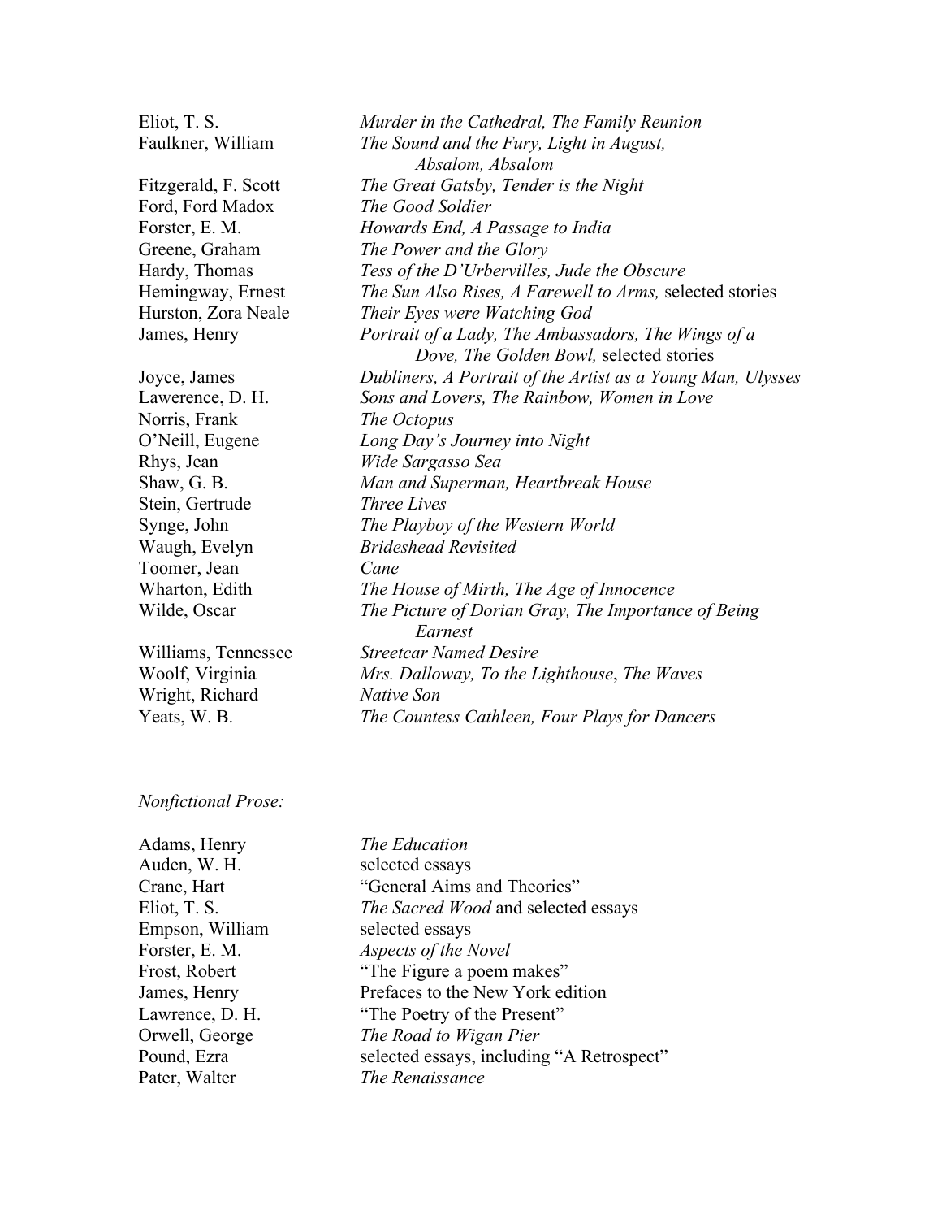| | |
|---|---|
| Eliot, T. S. | *Murder in the Cathedral, The Family Reunion* |
| Faulkner, William | *The Sound and the Fury, Light in August, Absalom, Absalom* |
| Fitzgerald, F. Scott | *The Great Gatsby, Tender is the Night* |
| Ford, Ford Madox | *The Good Soldier* |
| Forster, E. M. | *Howards End, A Passage to India* |
| Greene, Graham | *The Power and the Glory* |
| Hardy, Thomas | *Tess of the D'Urbervilles, Jude the Obscure* |
| Hemingway, Ernest | *The Sun Also Rises, A Farewell to Arms,* selected stories |
| Hurston, Zora Neale | *Their Eyes were Watching God* |
| James, Henry | *Portrait of a Lady, The Ambassadors, The Wings of a Dove, The Golden Bowl,* selected stories |
| Joyce, James | *Dubliners, A Portrait of the Artist as a Young Man, Ulysses* |
| Lawerence, D. H. | *Sons and Lovers, The Rainbow, Women in Love* |
| Norris, Frank | *The Octopus* |
| O'Neill, Eugene | *Long Day's Journey into Night* |
| Rhys, Jean | *Wide Sargasso Sea* |
| Shaw, G. B. | *Man and Superman, Heartbreak House* |
| Stein, Gertrude | *Three Lives* |
| Synge, John | *The Playboy of the Western World* |
| Waugh, Evelyn | *Brideshead Revisited* |
| Toomer, Jean | *Cane* |
| Wharton, Edith | *The House of Mirth, The Age of Innocence* |
| Wilde, Oscar | *The Picture of Dorian Gray, The Importance of Being Earnest* |
| Williams, Tennessee | *Streetcar Named Desire* |
| Woolf, Virginia | *Mrs. Dalloway, To the Lighthouse*, *The Waves* |
| Wright, Richard | *Native Son* |
| Yeats, W. B. | *The Countess Cathleen, Four Plays for Dancers* |

*Nonfictional Prose:*

| | |
|---|---|
| Adams, Henry | *The Education* |
| Auden, W. H. | selected essays |
| Crane, Hart | "General Aims and Theories" |
| Eliot, T. S. | *The Sacred Wood* and selected essays |
| Empson, William | selected essays |
| Forster, E. M. | *Aspects of the Novel* |
| Frost, Robert | "The Figure a poem makes" |
| James, Henry | Prefaces to the New York edition |
| Lawrence, D. H. | "The Poetry of the Present" |
| Orwell, George | *The Road to Wigan Pier* |
| Pound, Ezra | selected essays, including "A Retrospect" |
| Pater, Walter | *The Renaissance* |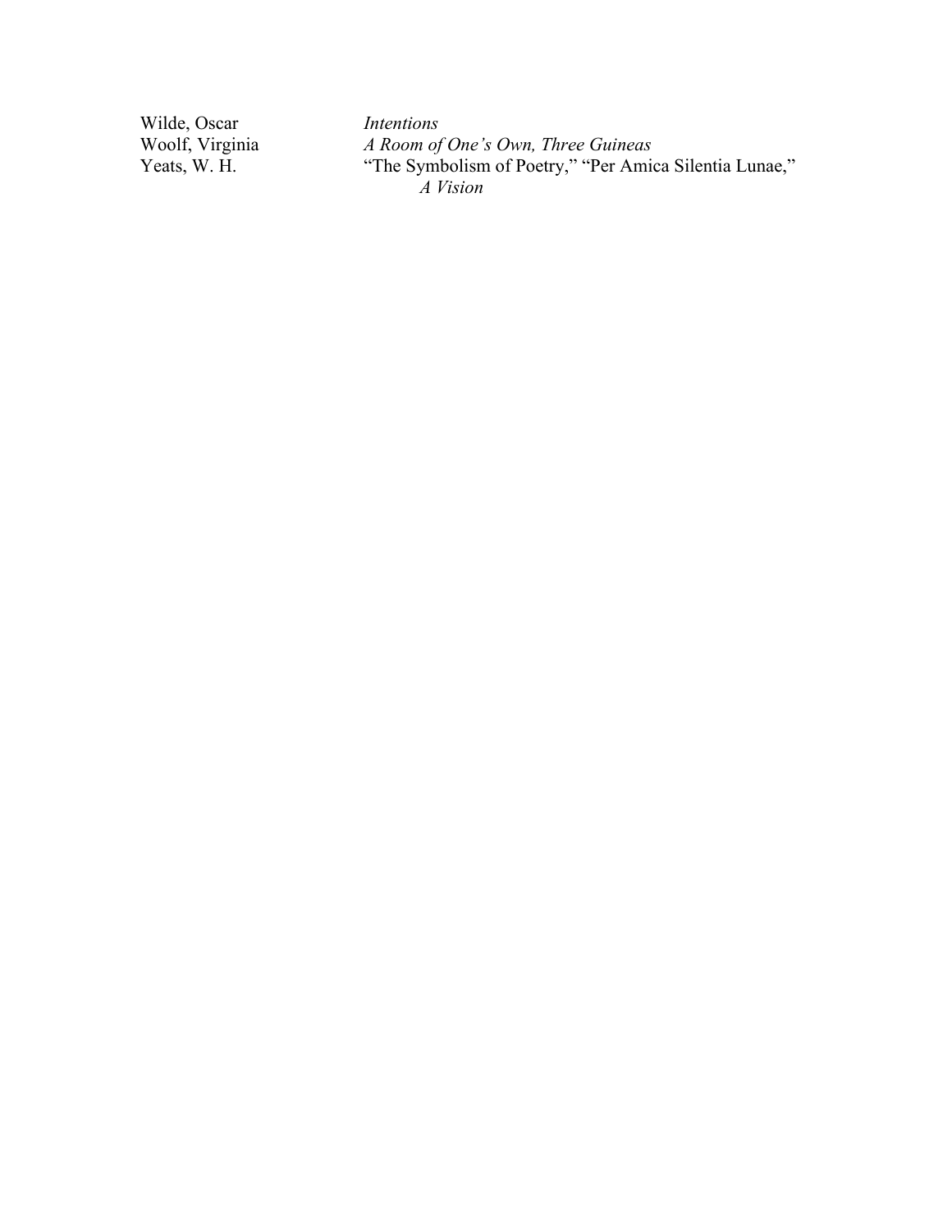| | |
|---|---|
| Wilde, Oscar | *Intentions* |
| Woolf, Virginia | *A Room of One's Own, Three Guineas* |
| Yeats, W. H. | "The Symbolism of Poetry," "Per Amica Silentia Lunae," *A Vision* |